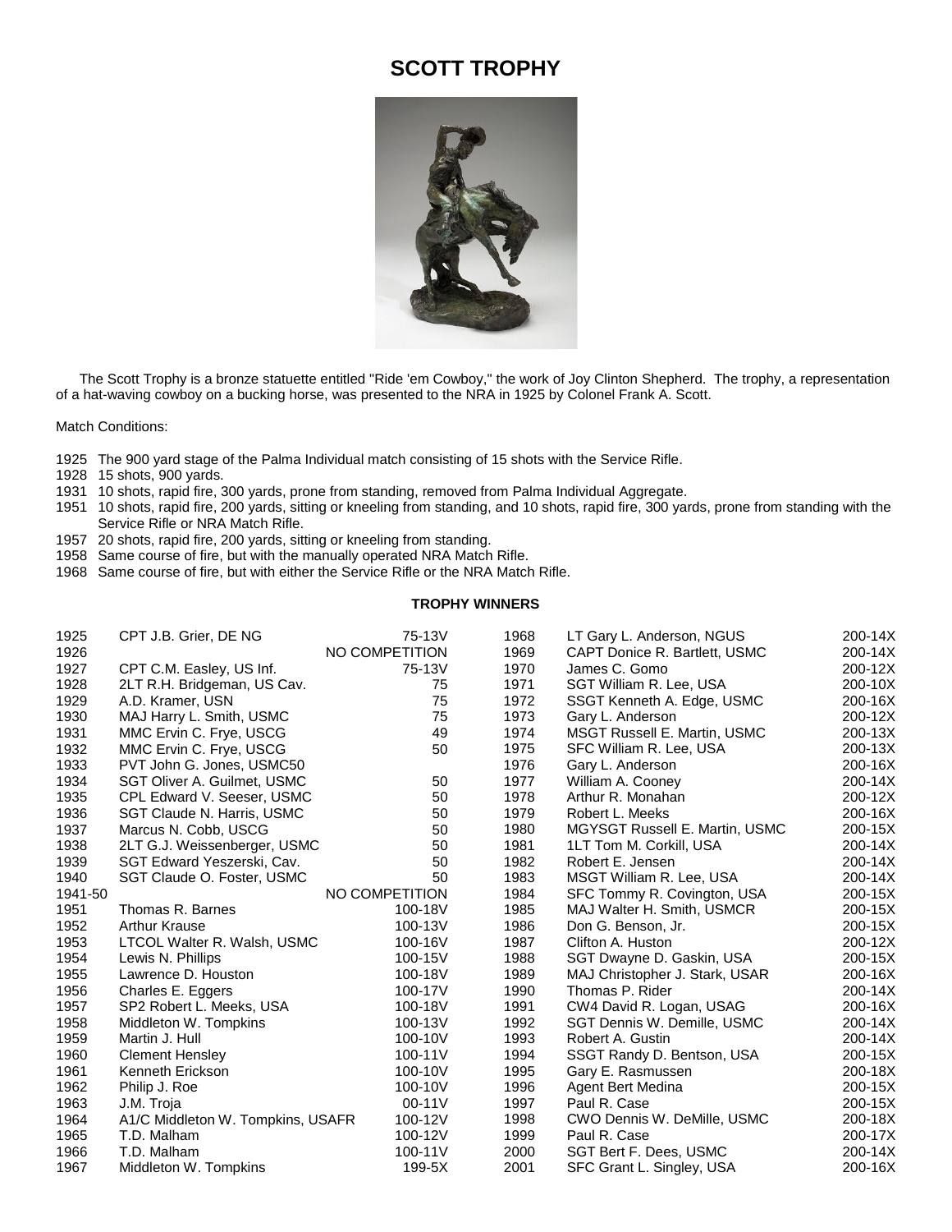# SCOTT TROPHY

The Scott Trophy is a bronze statuette entitled "Ride 'em Cowboy," the work of Joy Clinton Shepherd. The trophy, a representation of a hat-waving cowboy on a bucking horse, was presented to the NRA in 1925 by Colonel Frank A. Scott.

Match Conditions:

1925 The 900 yard stage of the Palma Individual match consisting of 15 shots with the Service Rifle.
1928 15 shots, 900 yards.
1931 10 shots, rapid fire, 300 yards, prone from standing, removed from Palma Individual Aggregate.
1951 10 shots, rapid fire, 200 yards, sitting or kneeling from standing, and 10 shots, rapid fire, 300 yards, prone from standing with the Service Rifle or NRA Match Rifle.
1957 20 shots, rapid fire, 200 yards, sitting or kneeling from standing.
1958 Same course of fire, but with the manually operated NRA Match Rifle.
1968 Same course of fire, but with either the Service Rifle or the NRA Match Rifle.

**TROPHY WINNERS**

| Year | Winner | Score |
|---|---|---|
| 1925 | CPT J.B. Grier, DE NG | 75-13V |
| 1926 | | NO COMPETITION |
| 1927 | CPT C.M. Easley, US Inf. | 75-13V |
| 1928 | 2LT R.H. Bridgeman, US Cav. | 75 |
| 1929 | A.D. Kramer, USN | 75 |
| 1930 | MAJ Harry L. Smith, USMC | 75 |
| 1931 | MMC Ervin C. Frye, USCG | 49 |
| 1932 | MMC Ervin C. Frye, USCG | 50 |
| 1933 | PVT John G. Jones, USMC50 | |
| 1934 | SGT Oliver A. Guilmet, USMC | 50 |
| 1935 | CPL Edward V. Seeser, USMC | 50 |
| 1936 | SGT Claude N. Harris, USMC | 50 |
| 1937 | Marcus N. Cobb, USCG | 50 |
| 1938 | 2LT G.J. Weissenberger, USMC | 50 |
| 1939 | SGT Edward Yeszerski, Cav. | 50 |
| 1940 | SGT Claude O. Foster, USMC | 50 |
| 1941-50 | | NO COMPETITION |
| 1951 | Thomas R. Barnes | 100-18V |
| 1952 | Arthur Krause | 100-13V |
| 1953 | LTCOL Walter R. Walsh, USMC | 100-16V |
| 1954 | Lewis N. Phillips | 100-15V |
| 1955 | Lawrence D. Houston | 100-18V |
| 1956 | Charles E. Eggers | 100-17V |
| 1957 | SP2 Robert L. Meeks, USA | 100-18V |
| 1958 | Middleton W. Tompkins | 100-13V |
| 1959 | Martin J. Hull | 100-10V |
| 1960 | Clement Hensley | 100-11V |
| 1961 | Kenneth Erickson | 100-10V |
| 1962 | Philip J. Roe | 100-10V |
| 1963 | J.M. Troja | 00-11V |
| 1964 | A1/C Middleton W. Tompkins, USAFR | 100-12V |
| 1965 | T.D. Malham | 100-12V |
| 1966 | T.D. Malham | 100-11V |
| 1967 | Middleton W. Tompkins | 199-5X |
| 1968 | LT Gary L. Anderson, NGUS | 200-14X |
| 1969 | CAPT Donice R. Bartlett, USMC | 200-14X |
| 1970 | James C. Gomo | 200-12X |
| 1971 | SGT William R. Lee, USA | 200-10X |
| 1972 | SSGT Kenneth A. Edge, USMC | 200-16X |
| 1973 | Gary L. Anderson | 200-12X |
| 1974 | MSGT Russell E. Martin, USMC | 200-13X |
| 1975 | SFC William R. Lee, USA | 200-13X |
| 1976 | Gary L. Anderson | 200-16X |
| 1977 | William A. Cooney | 200-14X |
| 1978 | Arthur R. Monahan | 200-12X |
| 1979 | Robert L. Meeks | 200-16X |
| 1980 | MGYSGT Russell E. Martin, USMC | 200-15X |
| 1981 | 1LT Tom M. Corkill, USA | 200-14X |
| 1982 | Robert E. Jensen | 200-14X |
| 1983 | MSGT William R. Lee, USA | 200-14X |
| 1984 | SFC Tommy R. Covington, USA | 200-15X |
| 1985 | MAJ Walter H. Smith, USMCR | 200-15X |
| 1986 | Don G. Benson, Jr. | 200-15X |
| 1987 | Clifton A. Huston | 200-12X |
| 1988 | SGT Dwayne D. Gaskin, USA | 200-15X |
| 1989 | MAJ Christopher J. Stark, USAR | 200-16X |
| 1990 | Thomas P. Rider | 200-14X |
| 1991 | CW4 David R. Logan, USAG | 200-16X |
| 1992 | SGT Dennis W. Demille, USMC | 200-14X |
| 1993 | Robert A. Gustin | 200-14X |
| 1994 | SSGT Randy D. Bentson, USA | 200-15X |
| 1995 | Gary E. Rasmussen | 200-18X |
| 1996 | Agent Bert Medina | 200-15X |
| 1997 | Paul R. Case | 200-15X |
| 1998 | CWO Dennis W. DeMille, USMC | 200-18X |
| 1999 | Paul R. Case | 200-17X |
| 2000 | SGT Bert F. Dees, USMC | 200-14X |
| 2001 | SFC Grant L. Singley, USA | 200-16X |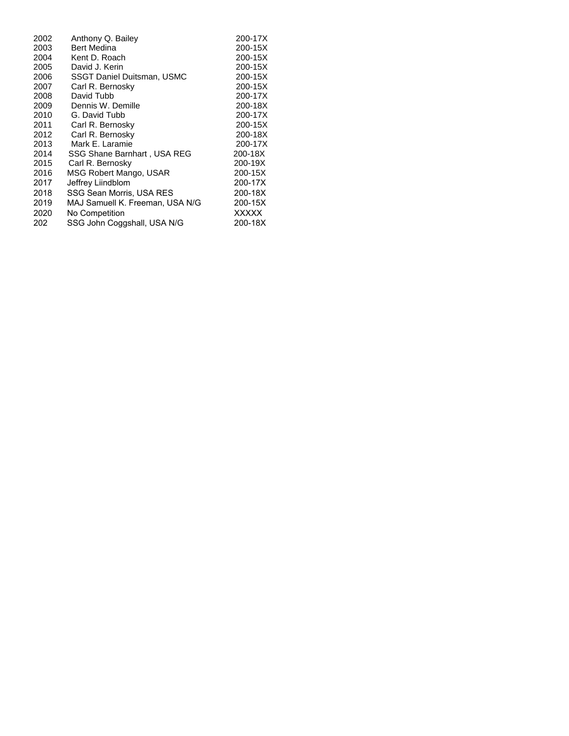| | | |
|---|---|---|
| 2002 | Anthony Q. Bailey | 200-17X |
| 2003 | Bert Medina | 200-15X |
| 2004 | Kent D. Roach | 200-15X |
| 2005 | David J. Kerin | 200-15X |
| 2006 | SSGT Daniel Duitsman, USMC | 200-15X |
| 2007 | Carl R. Bernosky | 200-15X |
| 2008 | David Tubb | 200-17X |
| 2009 | Dennis W. Demille | 200-18X |
| 2010 | G. David Tubb | 200-17X |
| 2011 | Carl R. Bernosky | 200-15X |
| 2012 | Carl R. Bernosky | 200-18X |
| 2013 | Mark E. Laramie | 200-17X |
| 2014 | SSG Shane Barnhart , USA REG | 200-18X |
| 2015 | Carl R. Bernosky | 200-19X |
| 2016 | MSG Robert Mango, USAR | 200-15X |
| 2017 | Jeffrey Liindblom | 200-17X |
| 2018 | SSG Sean Morris, USA RES | 200-18X |
| 2019 | MAJ Samuell K. Freeman, USA N/G | 200-15X |
| 2020 | No Competition | XXXXX |
| 202 | SSG John Coggshall, USA N/G | 200-18X |